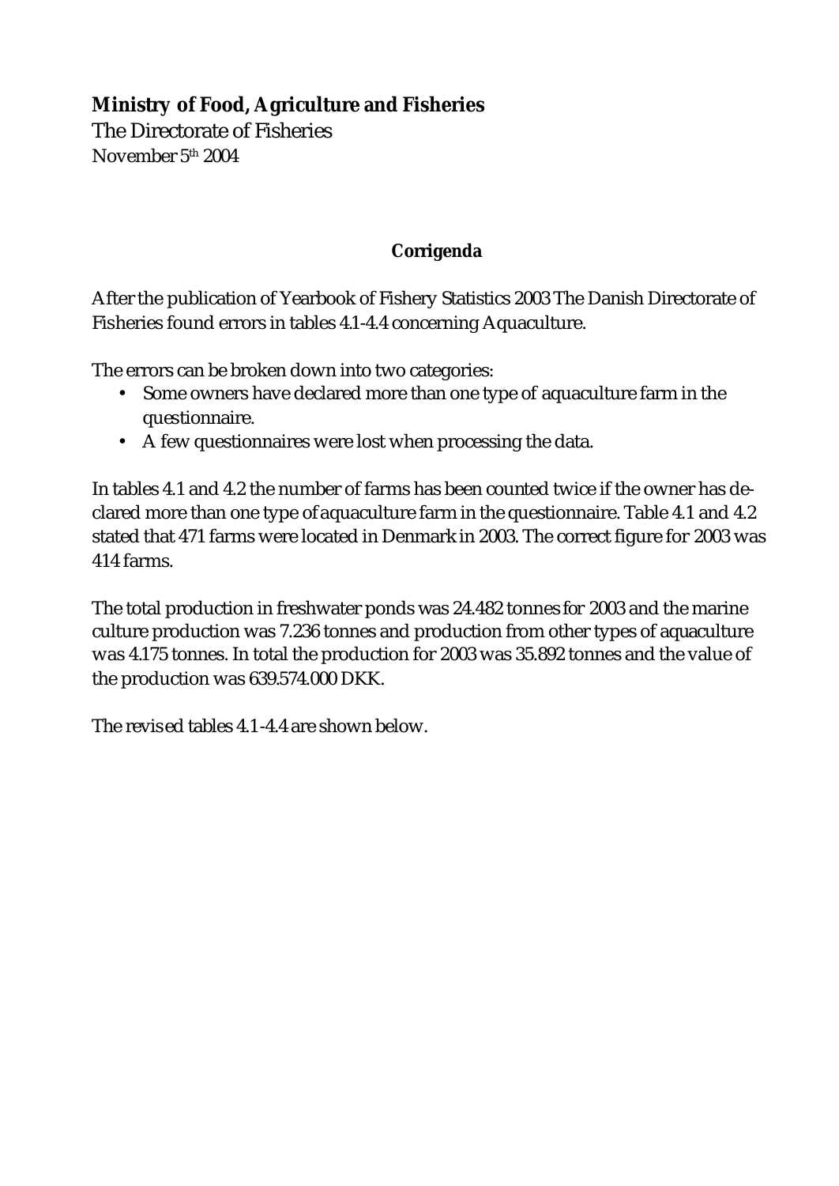**Ministry of Food, Agriculture and Fisheries**

The Directorate of Fisheries

November 5th 2004

## Corrigenda

After the publication of Yearbook of Fishery Statistics 2003 The Danish Directorate of Fisheries found errors in tables 4.1-4.4 concerning Aquaculture.

The errors can be broken down into two categories:

- Some owners have declared more than one type of aquaculture farm in the questionnaire.
- A few questionnaires were lost when processing the data.

In tables 4.1 and 4.2 the number of farms has been counted twice if the owner has declared more than one type of aquaculture farm in the questionnaire. Table 4.1 and 4.2 stated that 471 farms were located in Denmark in 2003. The correct figure for 2003 was 414 farms.

The total production in freshwater ponds was 24.482 tonnes for 2003 and the marine culture production was 7.236 tonnes and production from other types of aquaculture was 4.175 tonnes. In total the production for 2003 was 35.892 tonnes and the value of the production was 639.574.000 DKK.

The revised tables 4.1-4.4 are shown below.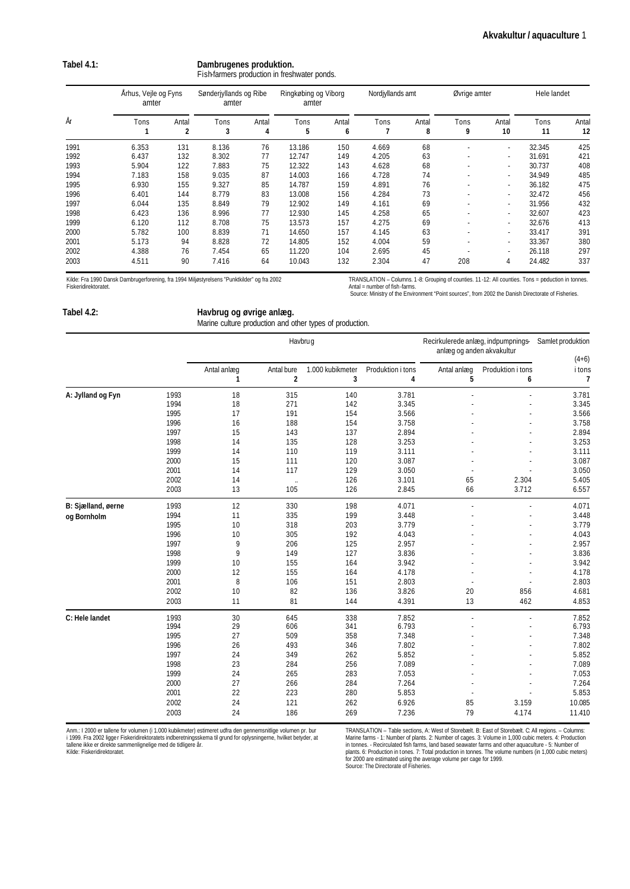## Tabel 4.1: Dambrugenes produktion.

Fish-farmers production in freshwater ponds.

| År | Århus, Vejle og Fyns amter | | Sønderjyllands og Ribe amter | | Ringkøbing og Viborg amter | | Nordjyllands amt | | Øvrige amter | | Hele landet | |
|---|---|---|---|---|---|---|---|---|---|---|---|---|
| | Tons | Antal | Tons | Antal | Tons | Antal | Tons | Antal | Tons | Antal | Tons | Antal |
| | 1 | 2 | 3 | 4 | 5 | 6 | 7 | 8 | 9 | 10 | 11 | 12 |
| 1991 | 6.353 | 131 | 8.136 | 76 | 13.186 | 150 | 4.669 | 68 | - | - | 32.345 | 425 |
| 1992 | 6.437 | 132 | 8.302 | 77 | 12.747 | 149 | 4.205 | 63 | - | - | 31.691 | 421 |
| 1993 | 5.904 | 122 | 7.883 | 75 | 12.322 | 143 | 4.628 | 68 | - | - | 30.737 | 408 |
| 1994 | 7.183 | 158 | 9.035 | 87 | 14.003 | 166 | 4.728 | 74 | - | - | 34.949 | 485 |
| 1995 | 6.930 | 155 | 9.327 | 85 | 14.787 | 159 | 4.891 | 76 | - | - | 36.182 | 475 |
| 1996 | 6.401 | 144 | 8.779 | 83 | 13.008 | 156 | 4.284 | 73 | - | - | 32.472 | 456 |
| 1997 | 6.044 | 135 | 8.849 | 79 | 12.902 | 149 | 4.161 | 69 | - | - | 31.956 | 432 |
| 1998 | 6.423 | 136 | 8.996 | 77 | 12.930 | 145 | 4.258 | 65 | - | - | 32.607 | 423 |
| 1999 | 6.120 | 112 | 8.708 | 75 | 13.573 | 157 | 4.275 | 69 | - | - | 32.676 | 413 |
| 2000 | 5.782 | 100 | 8.839 | 71 | 14.650 | 157 | 4.145 | 63 | - | - | 33.417 | 391 |
| 2001 | 5.173 | 94 | 8.828 | 72 | 14.805 | 152 | 4.004 | 59 | - | - | 33.367 | 380 |
| 2002 | 4.388 | 76 | 7.454 | 65 | 11.220 | 104 | 2.695 | 45 | - | - | 26.118 | 297 |
| 2003 | 4.511 | 90 | 7.416 | 64 | 10.043 | 132 | 2.304 | 47 | 208 | 4 | 24.482 | 337 |

Kilde: Fra 1990 Dansk Dambrugerforening, fra 1994 Miljøstyrelsens "Punktkilder" og fra 2002 Fiskeridirektoratet.

TRANSLATION – Columns. 1-8: Grouping of counties. 11-12: All counties. Tons = poduction in tonnes. Antal = number of fish-farms.
Source: Ministry of the Environment "Point sources", from 2002 the Danish Directorate of Fisheries.

## Tabel 4.2: Havbrug og øvrige anlæg.

Marine culture production and other types of production.

| | | Havbrug | | | | Recirkulerede anlæg, indpumpnings-anlæg og anden akvakultur | | Samlet produktion (4+6) |
|---|---|---|---|---|---|---|---|---|
| | | Antal anlæg | Antal bure | 1.000 kubikmeter | Produktion i tons | Antal anlæg | Produktion i tons | i tons |
| | | 1 | 2 | 3 | 4 | 5 | 6 | 7 |
| **A: Jylland og Fyn** | 1993 | 18 | 315 | 140 | 3.781 | - | - | 3.781 |
| | 1994 | 18 | 271 | 142 | 3.345 | - | - | 3.345 |
| | 1995 | 17 | 191 | 154 | 3.566 | - | - | 3.566 |
| | 1996 | 16 | 188 | 154 | 3.758 | - | - | 3.758 |
| | 1997 | 15 | 143 | 137 | 2.894 | - | - | 2.894 |
| | 1998 | 14 | 135 | 128 | 3.253 | - | - | 3.253 |
| | 1999 | 14 | 110 | 119 | 3.111 | - | - | 3.111 |
| | 2000 | 15 | 111 | 120 | 3.087 | - | - | 3.087 |
| | 2001 | 14 | 117 | 129 | 3.050 | - | - | 3.050 |
| | 2002 | 14 | .. | 126 | 3.101 | 65 | 2.304 | 5.405 |
| | 2003 | 13 | 105 | 126 | 2.845 | 66 | 3.712 | 6.557 |
| **B: Sjælland, øerne og Bornholm** | 1993 | 12 | 330 | 198 | 4.071 | - | - | 4.071 |
| | 1994 | 11 | 335 | 199 | 3.448 | - | - | 3.448 |
| | 1995 | 10 | 318 | 203 | 3.779 | - | - | 3.779 |
| | 1996 | 10 | 305 | 192 | 4.043 | - | - | 4.043 |
| | 1997 | 9 | 206 | 125 | 2.957 | - | - | 2.957 |
| | 1998 | 9 | 149 | 127 | 3.836 | - | - | 3.836 |
| | 1999 | 10 | 155 | 164 | 3.942 | - | - | 3.942 |
| | 2000 | 12 | 155 | 164 | 4.178 | - | - | 4.178 |
| | 2001 | 8 | 106 | 151 | 2.803 | - | - | 2.803 |
| | 2002 | 10 | 82 | 136 | 3.826 | 20 | 856 | 4.681 |
| | 2003 | 11 | 81 | 144 | 4.391 | 13 | 462 | 4.853 |
| **C: Hele landet** | 1993 | 30 | 645 | 338 | 7.852 | - | - | 7.852 |
| | 1994 | 29 | 606 | 341 | 6.793 | - | - | 6.793 |
| | 1995 | 27 | 509 | 358 | 7.348 | - | - | 7.348 |
| | 1996 | 26 | 493 | 346 | 7.802 | - | - | 7.802 |
| | 1997 | 24 | 349 | 262 | 5.852 | - | - | 5.852 |
| | 1998 | 23 | 284 | 256 | 7.089 | - | - | 7.089 |
| | 1999 | 24 | 265 | 283 | 7.053 | - | - | 7.053 |
| | 2000 | 27 | 266 | 284 | 7.264 | - | - | 7.264 |
| | 2001 | 22 | 223 | 280 | 5.853 | - | - | 5.853 |
| | 2002 | 24 | 121 | 262 | 6.926 | 85 | 3.159 | 10.085 |
| | 2003 | 24 | 186 | 269 | 7.236 | 79 | 4.174 | 11.410 |

Anm.: I 2000 er tallene for volumen (i 1.000 kubikmeter) estimeret udfra den gennemsnitlige volumen pr. bur i 1999. Fra 2002 ligger Fiskeridirektoratets indberetningsskema til grund for oplysningerne, hvilket betyder, at tallene ikke er direkte sammenlignelige med de tidligere år.
Kilde: Fiskeridirektoratet.

TRANSLATION – Table sections, A: West of Storebælt. B: East of Storebælt. C. All regions. – Columns: Marine farms - 1: Number of plants. 2: Number of cages. 3: Volume in 1,000 cubic meters. 4: Production in tonnes. - Recirculated fish farms, land based seawater farms and other aquaculture - 5: Number of plants. 6: Production in tonnes. 7: Total production in tonnes. The volume numbers (in 1,000 cubic meters) for 2000 are estimated using the average volume per cage for 1999.
Source: The Directorate of Fisheries.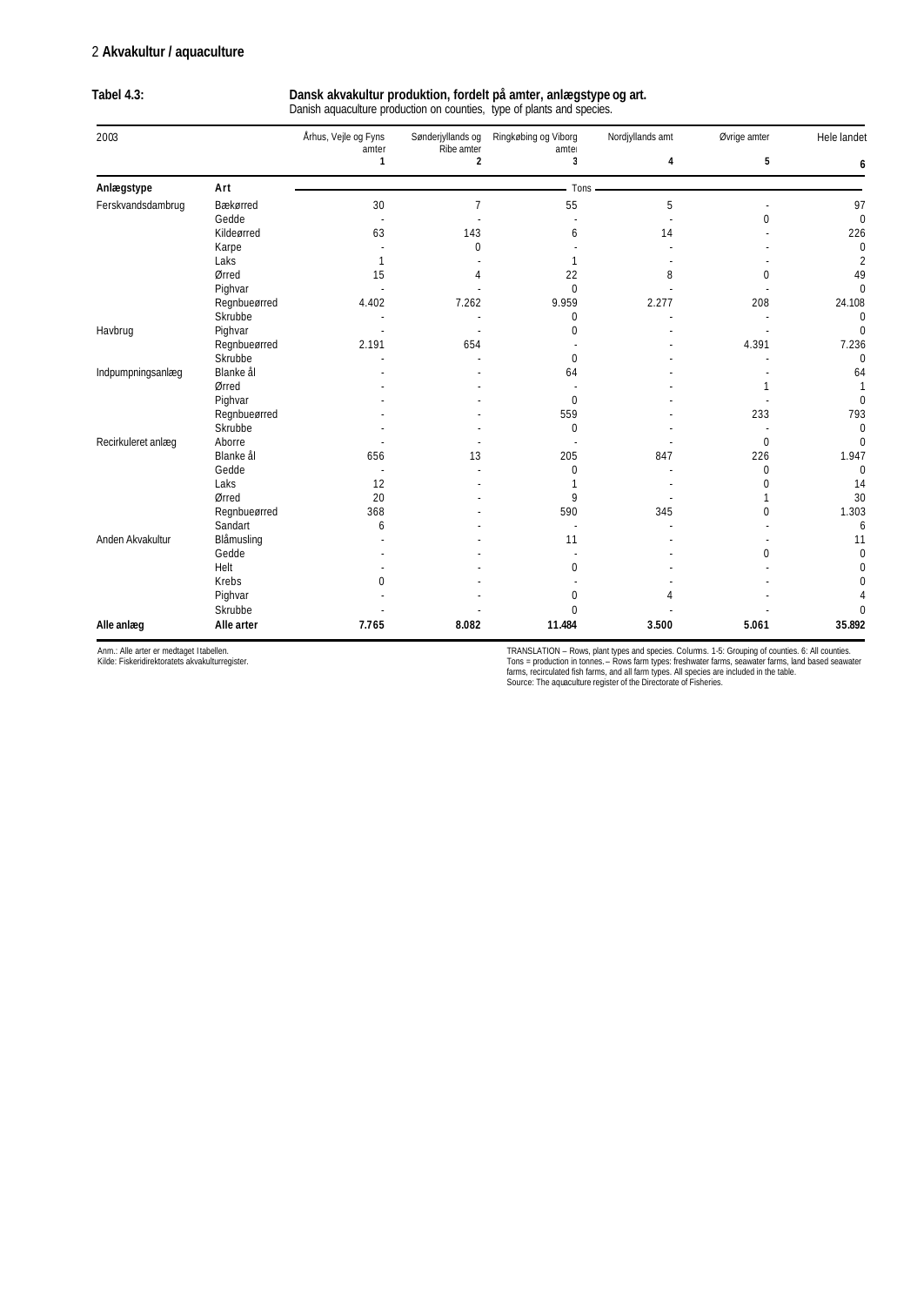## 2 **Akvakultur / aquaculture**

**Tabel 4.3:** **Dansk akvakultur produktion, fordelt på amter, anlægstype og art.**
Danish aquaculture production on counties, type of plants and species.

| 2003 | | Århus, Vejle og Fyns amter | Sønderjyllands og Ribe amter | Ringkøbing og Viborg amter | Nordjyllands amt | Øvrige amter | Hele landet |
|---|---|---|---|---|---|---|---|
| | | 1 | 2 | 3 | 4 | 5 | 6 |
| **Anlægstype** | **Art** | Tons | | | | | |
| Ferskvandsdambrug | Bækørred | 30 | 7 | 55 | 5 | - | 97 |
| | Gedde | - | - | - | - | 0 | 0 |
| | Kildeørred | 63 | 143 | 6 | 14 | - | 226 |
| | Karpe | - | 0 | - | - | - | 0 |
| | Laks | 1 | - | 1 | - | - | 2 |
| | Ørred | 15 | 4 | 22 | 8 | 0 | 49 |
| | Pighvar | - | - | 0 | - | - | 0 |
| | Regnbueørred | 4.402 | 7.262 | 9.959 | 2.277 | 208 | 24.108 |
| | Skrubbe | - | - | 0 | - | - | 0 |
| Havbrug | Pighvar | - | - | 0 | - | - | 0 |
| | Regnbueørred | 2.191 | 654 | - | - | 4.391 | 7.236 |
| | Skrubbe | - | - | 0 | - | - | 0 |
| Indpumpningsanlæg | Blanke ål | - | - | 64 | - | - | 64 |
| | Ørred | - | - | - | - | 1 | 1 |
| | Pighvar | - | - | 0 | - | - | 0 |
| | Regnbueørred | - | - | 559 | - | 233 | 793 |
| | Skrubbe | - | - | 0 | - | - | 0 |
| Recirkuleret anlæg | Aborre | - | - | - | - | 0 | 0 |
| | Blanke ål | 656 | 13 | 205 | 847 | 226 | 1.947 |
| | Gedde | - | - | 0 | - | 0 | 0 |
| | Laks | 12 | - | 1 | - | 0 | 14 |
| | Ørred | 20 | - | 9 | - | 1 | 30 |
| | Regnbueørred | 368 | - | 590 | 345 | 0 | 1.303 |
| | Sandart | 6 | - | - | - | - | 6 |
| Anden Akvakultur | Blåmusling | - | - | 11 | - | - | 11 |
| | Gedde | - | - | - | - | 0 | 0 |
| | Helt | - | - | 0 | - | - | 0 |
| | Krebs | 0 | - | - | - | - | 0 |
| | Pighvar | - | - | 0 | 4 | - | 4 |
| | Skrubbe | - | - | 0 | - | - | 0 |
| **Alle anlæg** | **Alle arter** | **7.765** | **8.082** | **11.484** | **3.500** | **5.061** | **35.892** |

Anm.: Alle arter er medtaget I tabellen.
Kilde: Fiskeridirektoratets akvakulturregister.

TRANSLATION – Rows, plant types and species. Columns. 1-5: Grouping of counties. 6: All counties.
Tons = production in tonnes. – Rows farm types: freshwater farms, seawater farms, land based seawater farms, recirculated fish farms, and all farm types. All species are included in the table.
Source: The aquaculture register of the Directorate of Fisheries.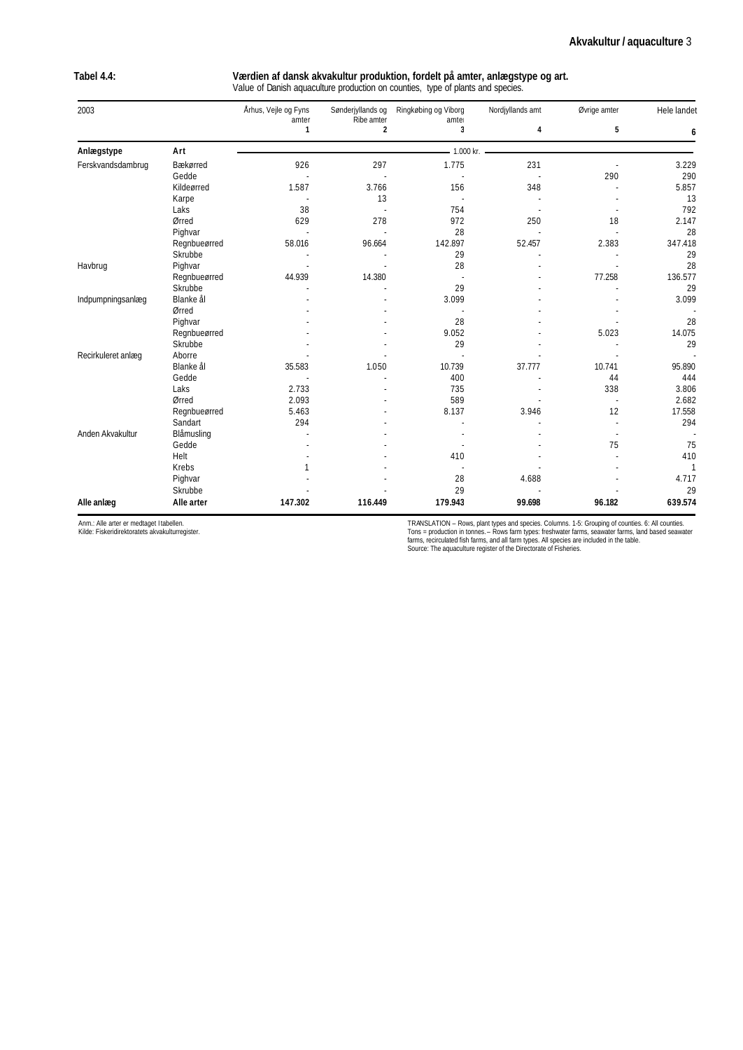**Tabel 4.4:** **Værdien af dansk akvakultur produktion, fordelt på amter, anlægstype og art.**
Value of Danish aquaculture production on counties, type of plants and species.

| 2003 | | Århus, Vejle og Fyns amter | Sønderjyllands og Ribe amter | Ringkøbing og Viborg amter | Nordjyllands amt | Øvrige amter | Hele landet |
|---|---|---|---|---|---|---|---|
| | | 1 | 2 | 3 | 4 | 5 | 6 |
| **Anlægstype** | **Art** | 1.000 kr. | | | | | |
| Ferskvandsdambrug | Bækørred | 926 | 297 | 1.775 | 231 | - | 3.229 |
| | Gedde | - | - | - | - | 290 | 290 |
| | Kildeørred | 1.587 | 3.766 | 156 | 348 | - | 5.857 |
| | Karpe | - | 13 | - | - | - | 13 |
| | Laks | 38 | - | 754 | - | - | 792 |
| | Ørred | 629 | 278 | 972 | 250 | 18 | 2.147 |
| | Pighvar | - | - | 28 | - | - | 28 |
| | Regnbueørred | 58.016 | 96.664 | 142.897 | 52.457 | 2.383 | 347.418 |
| | Skrubbe | - | - | 29 | - | - | 29 |
| Havbrug | Pighvar | - | - | 28 | - | - | 28 |
| | Regnbueørred | 44.939 | 14.380 | - | - | 77.258 | 136.577 |
| | Skrubbe | - | - | 29 | - | - | 29 |
| Indpumpningsanlæg | Blanke ål | - | - | 3.099 | - | - | 3.099 |
| | Ørred | - | - | - | - | - | - |
| | Pighvar | - | - | 28 | - | - | 28 |
| | Regnbueørred | - | - | 9.052 | - | 5.023 | 14.075 |
| | Skrubbe | - | - | 29 | - | - | 29 |
| Recirkuleret anlæg | Aborre | - | - | - | - | - | - |
| | Blanke ål | 35.583 | 1.050 | 10.739 | 37.777 | 10.741 | 95.890 |
| | Gedde | - | - | 400 | - | 44 | 444 |
| | Laks | 2.733 | - | 735 | - | 338 | 3.806 |
| | Ørred | 2.093 | - | 589 | - | - | 2.682 |
| | Regnbueørred | 5.463 | - | 8.137 | 3.946 | 12 | 17.558 |
| | Sandart | 294 | - | - | - | - | 294 |
| Anden Akvakultur | Blåmusling | - | - | - | - | - | - |
| | Gedde | - | - | - | - | 75 | 75 |
| | Helt | - | - | 410 | - | - | 410 |
| | Krebs | 1 | - | - | - | - | 1 |
| | Pighvar | - | - | 28 | 4.688 | - | 4.717 |
| | Skrubbe | - | - | 29 | - | - | 29 |
| **Alle anlæg** | **Alle arter** | **147.302** | **116.449** | **179.943** | **99.698** | **96.182** | **639.574** |

Anm.: Alle arter er medtaget I tabellen.
Kilde: Fiskeridirektoratets akvakulturregister.

TRANSLATION – Rows, plant types and species. Columns. 1-5: Grouping of counties. 6: All counties.
Tons = production in tonnes. – Rows farm types: freshwater farms, seawater farms, land based seawater farms, recirculated fish farms, and all farm types. All species are included in the table.
Source: The aquaculture register of the Directorate of Fisheries.